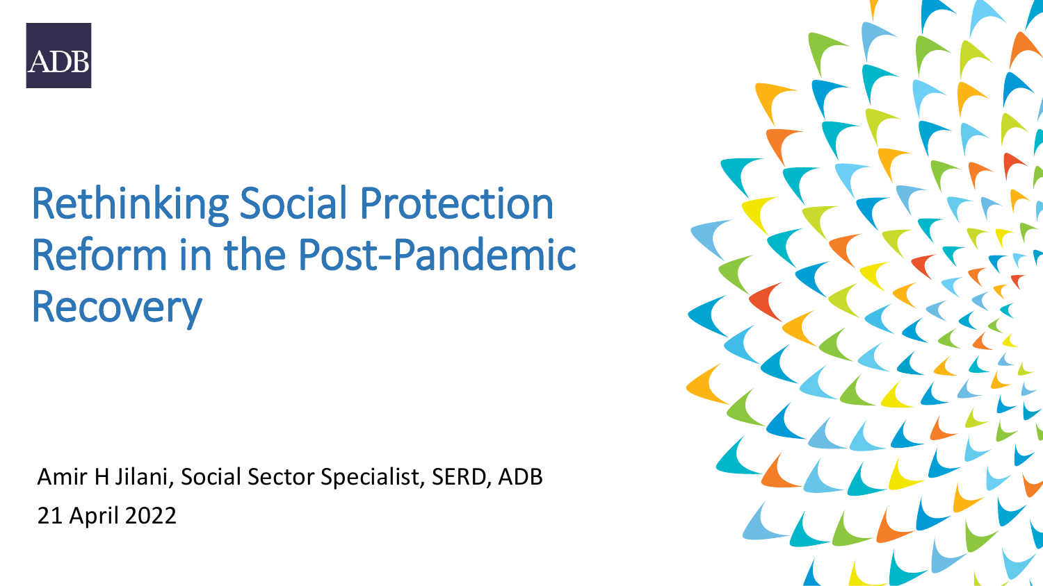ADB

# Rethinking Social Protection Reform in the Post-Pandemic Recovery

Amir H Jilani, Social Sector Specialist, SERD, ADB

21 April 2022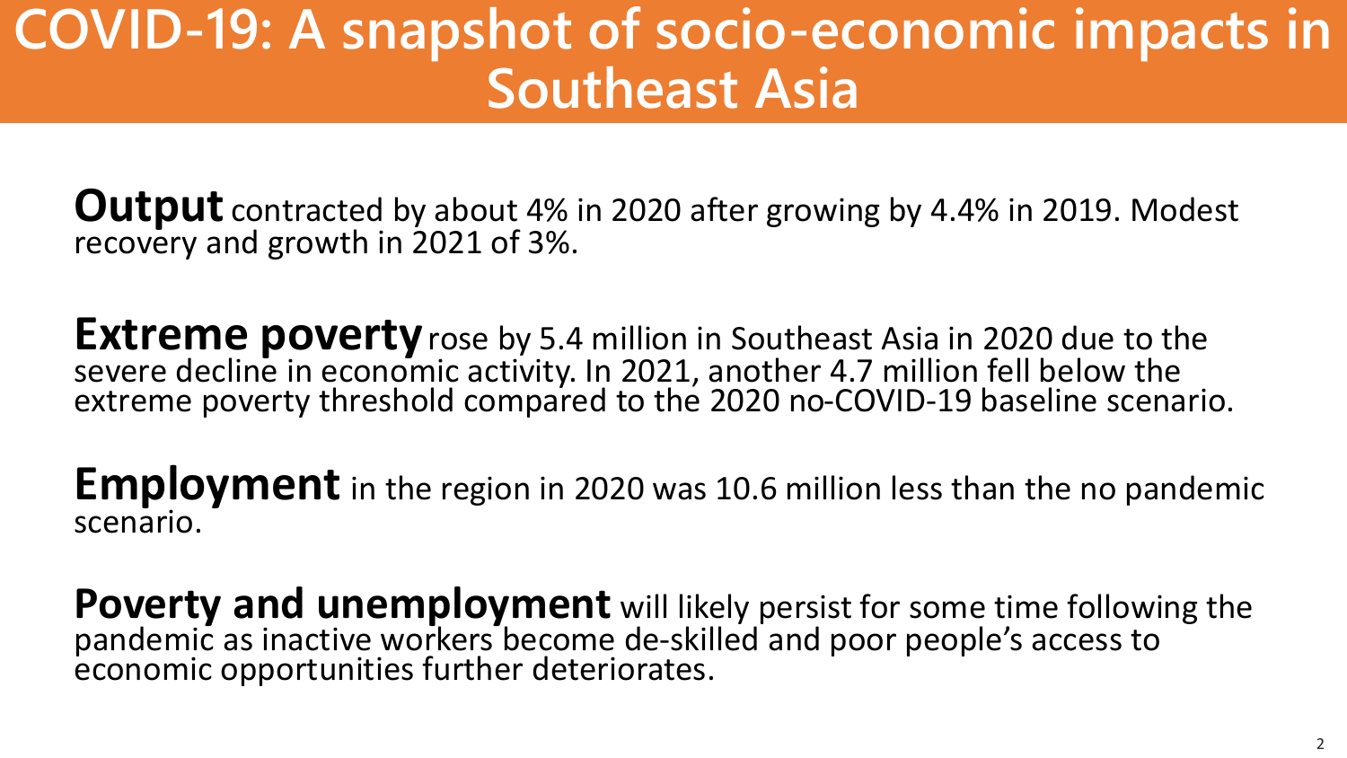# COVID-19: A snapshot of socio-economic impacts in Southeast Asia

**Output** contracted by about 4% in 2020 after growing by 4.4% in 2019. Modest recovery and growth in 2021 of 3%.

**Extreme poverty** rose by 5.4 million in Southeast Asia in 2020 due to the severe decline in economic activity. In 2021, another 4.7 million fell below the extreme poverty threshold compared to the 2020 no-COVID-19 baseline scenario.

**Employment** in the region in 2020 was 10.6 million less than the no pandemic scenario.

**Poverty and unemployment** will likely persist for some time following the pandemic as inactive workers become de-skilled and poor people's access to economic opportunities further deteriorates.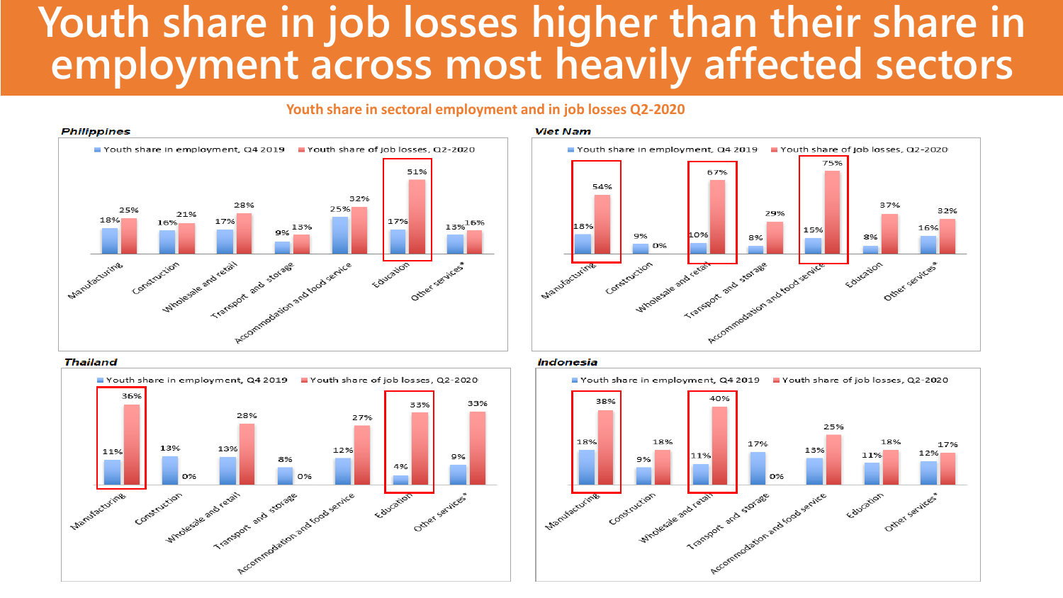# Youth share in job losses higher than their share in employment across most heavily affected sectors

## Youth share in sectoral employment and in job losses Q2-2020

### Philippines

| Sector | Youth share in employment, Q4 2019 | Youth share of job losses, Q2-2020 |
|---|---|---|
| Manufacturing | 18% | 25% |
| Construction | 16% | 21% |
| Wholesale and retail | 17% | 28% |
| Transport and storage | 9% | 13% |
| Accommodation and food service | 25% | 32% |
| Education | 17% | 51% |
| Other services* | 13% | 16% |

### Viet Nam

| Sector | Youth share in employment, Q4 2019 | Youth share of job losses, Q2-2020 |
|---|---|---|
| Manufacturing | 18% | 54% |
| Construction | 9% | 0% |
| Wholesale and retail | 10% | 67% |
| Transport and storage | 8% | 29% |
| Accommodation and food service | 15% | 75% |
| Education | 8% | 37% |
| Other services* | 16% | 32% |

### Thailand

| Sector | Youth share in employment, Q4 2019 | Youth share of job losses, Q2-2020 |
|---|---|---|
| Manufacturing | 11% | 36% |
| Construction | 13% | 0% |
| Wholesale and retail | 13% | 28% |
| Transport and storage | 8% | 0% |
| Accommodation and food service | 12% | 27% |
| Education | 4% | 33% |
| Other services* | 9% | 33% |

### Indonesia

| Sector | Youth share in employment, Q4 2019 | Youth share of job losses, Q2-2020 |
|---|---|---|
| Manufacturing | 18% | 38% |
| Construction | 9% | 18% |
| Wholesale and retail | 11% | 40% |
| Transport and storage | 17% | 0% |
| Accommodation and food service | 13% | 25% |
| Education | 11% | 18% |
| Other services* | 12% | 17% |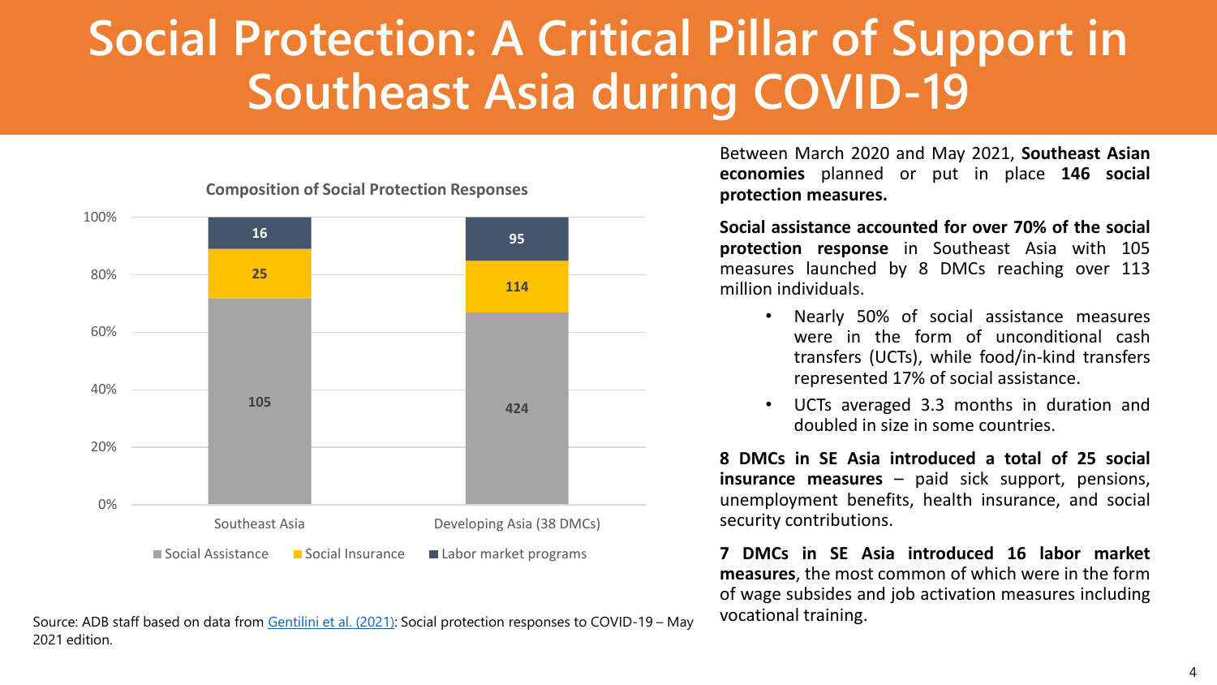# Social Protection: A Critical Pillar of Support in Southeast Asia during COVID-19

**Composition of Social Protection Responses**

| | Social Assistance | Social Insurance | Labor market programs |
|---|---|---|---|
| Southeast Asia | 105 | 25 | 16 |
| Developing Asia (38 DMCs) | 424 | 114 | 95 |

Source: ADB staff based on data from Gentilini et al. (2021): Social protection responses to COVID-19 – May 2021 edition.

Between March 2020 and May 2021, **Southeast Asian economies** planned or put in place **146 social protection measures.**

**Social assistance accounted for over 70% of the social protection response** in Southeast Asia with 105 measures launched by 8 DMCs reaching over 113 million individuals.

- Nearly 50% of social assistance measures were in the form of unconditional cash transfers (UCTs), while food/in-kind transfers represented 17% of social assistance.
- UCTs averaged 3.3 months in duration and doubled in size in some countries.

**8 DMCs in SE Asia introduced a total of 25 social insurance measures** – paid sick support, pensions, unemployment benefits, health insurance, and social security contributions.

**7 DMCs in SE Asia introduced 16 labor market measures**, the most common of which were in the form of wage subsides and job activation measures including vocational training.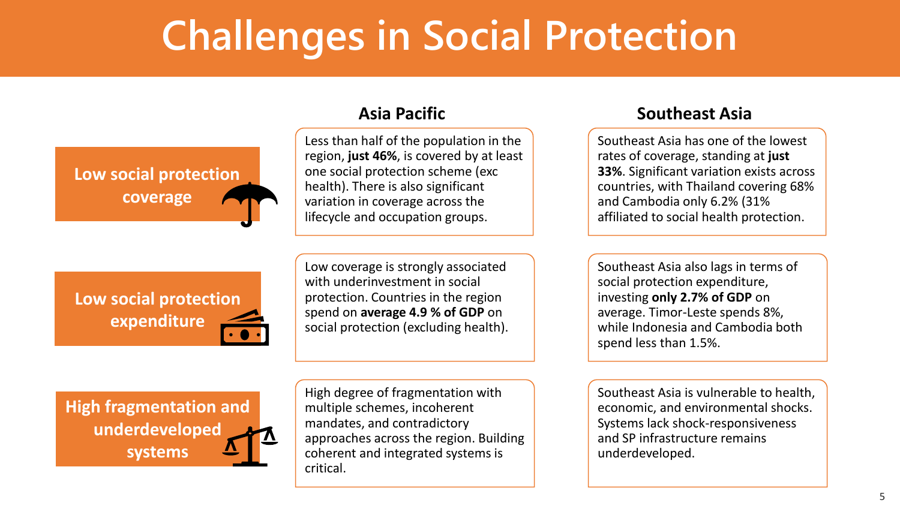# Challenges in Social Protection

| | Asia Pacific | Southeast Asia |
|---|---|---|
| **Low social protection coverage** | Less than half of the population in the region, **just 46%**, is covered by at least one social protection scheme (exc health). There is also significant variation in coverage across the lifecycle and occupation groups. | Southeast Asia has one of the lowest rates of coverage, standing at **just 33%**. Significant variation exists across countries, with Thailand covering 68% and Cambodia only 6.2% (31% affiliated to social health protection. |
| **Low social protection expenditure** | Low coverage is strongly associated with underinvestment in social protection. Countries in the region spend on **average 4.9 % of GDP** on social protection (excluding health). | Southeast Asia also lags in terms of social protection expenditure, investing **only 2.7% of GDP** on average. Timor-Leste spends 8%, while Indonesia and Cambodia both spend less than 1.5%. |
| **High fragmentation and underdeveloped systems** | High degree of fragmentation with multiple schemes, incoherent mandates, and contradictory approaches across the region. Building coherent and integrated systems is critical. | Southeast Asia is vulnerable to health, economic, and environmental shocks. Systems lack shock-responsiveness and SP infrastructure remains underdeveloped. |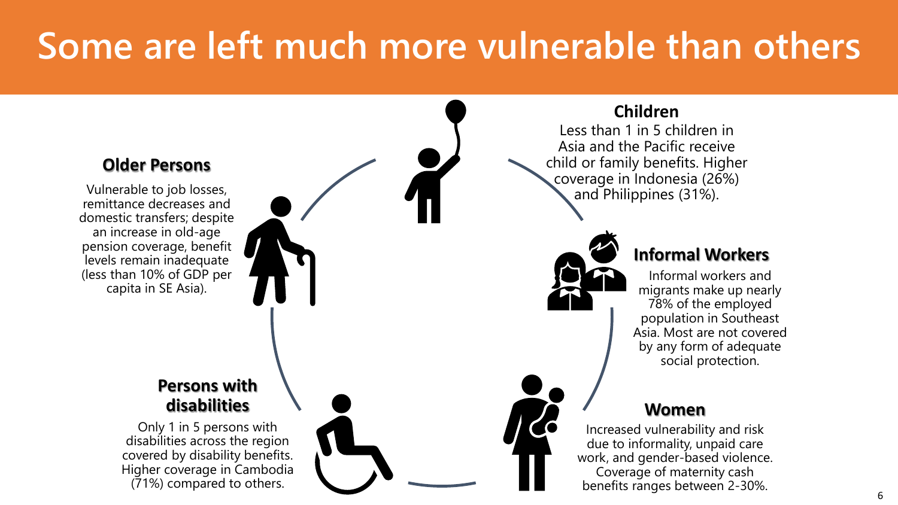# Some are left much more vulnerable than others

## Children

Less than 1 in 5 children in Asia and the Pacific receive child or family benefits. Higher coverage in Indonesia (26%) and Philippines (31%).

## Informal Workers

Informal workers and migrants make up nearly 78% of the employed population in Southeast Asia. Most are not covered by any form of adequate social protection.

## Women

Increased vulnerability and risk due to informality, unpaid care work, and gender-based violence. Coverage of maternity cash benefits ranges between 2-30%.

## Persons with disabilities

Only 1 in 5 persons with disabilities across the region covered by disability benefits. Higher coverage in Cambodia (71%) compared to others.

## Older Persons

Vulnerable to job losses, remittance decreases and domestic transfers; despite an increase in old-age pension coverage, benefit levels remain inadequate (less than 10% of GDP per capita in SE Asia).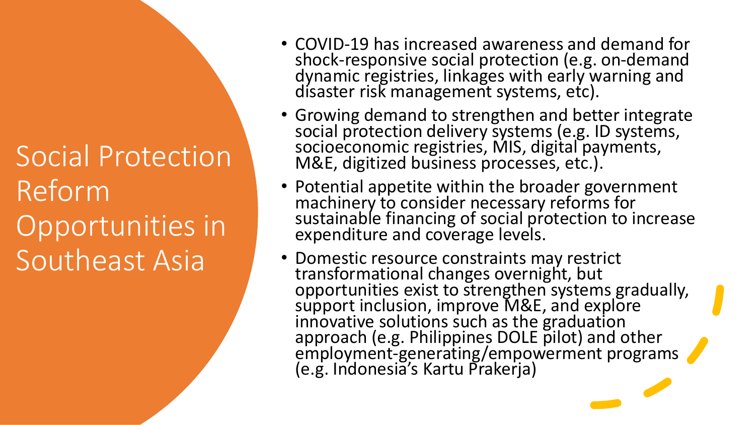# Social Protection Reform Opportunities in Southeast Asia

- COVID-19 has increased awareness and demand for shock-responsive social protection (e.g. on-demand dynamic registries, linkages with early warning and disaster risk management systems, etc).
- Growing demand to strengthen and better integrate social protection delivery systems (e.g. ID systems, socioeconomic registries, MIS, digital payments, M&E, digitized business processes, etc.).
- Potential appetite within the broader government machinery to consider necessary reforms for sustainable financing of social protection to increase expenditure and coverage levels.
- Domestic resource constraints may restrict transformational changes overnight, but opportunities exist to strengthen systems gradually, support inclusion, improve M&E, and explore innovative solutions such as the graduation approach (e.g. Philippines DOLE pilot) and other employment-generating/empowerment programs (e.g. Indonesia's Kartu Prakerja)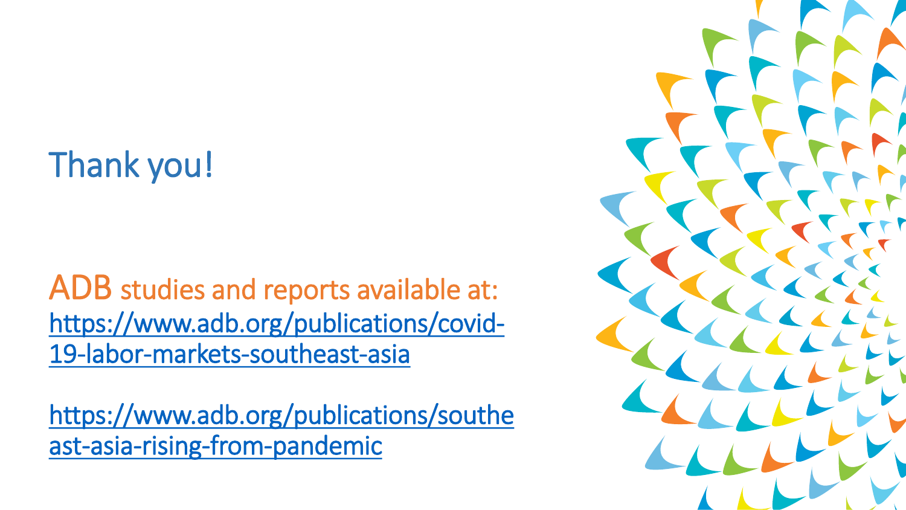# Thank you!

ADB studies and reports available at:
[https://www.adb.org/publications/covid-19-labor-markets-southeast-asia](https://www.adb.org/publications/covid-19-labor-markets-southeast-asia)

[https://www.adb.org/publications/southeast-asia-rising-from-pandemic](https://www.adb.org/publications/southeast-asia-rising-from-pandemic)